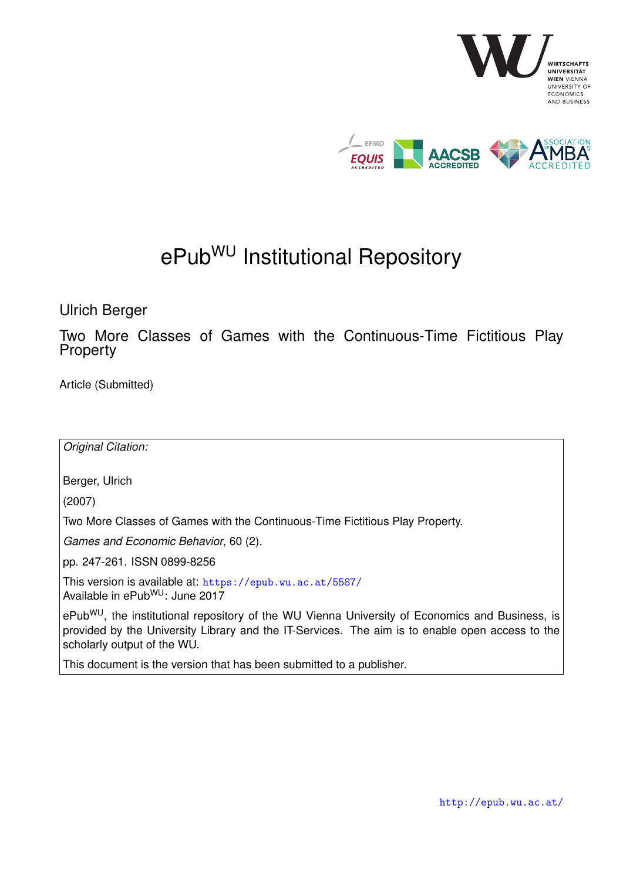# ePub[WU] Institutional Repository

Ulrich Berger

Two More Classes of Games with the Continuous-Time Fictitious Play Property

Article (Submitted)

*Original Citation:*

Berger, Ulrich

(2007)

Two More Classes of Games with the Continuous-Time Fictitious Play Property.

*Games and Economic Behavior*, 60 (2).

pp. 247-261. ISSN 0899-8256

This version is available at: https://epub.wu.ac.at/5587/
Available in ePub[WU]: June 2017

ePub[WU], the institutional repository of the WU Vienna University of Economics and Business, is provided by the University Library and the IT-Services. The aim is to enable open access to the scholarly output of the WU.

This document is the version that has been submitted to a publisher.

http://epub.wu.ac.at/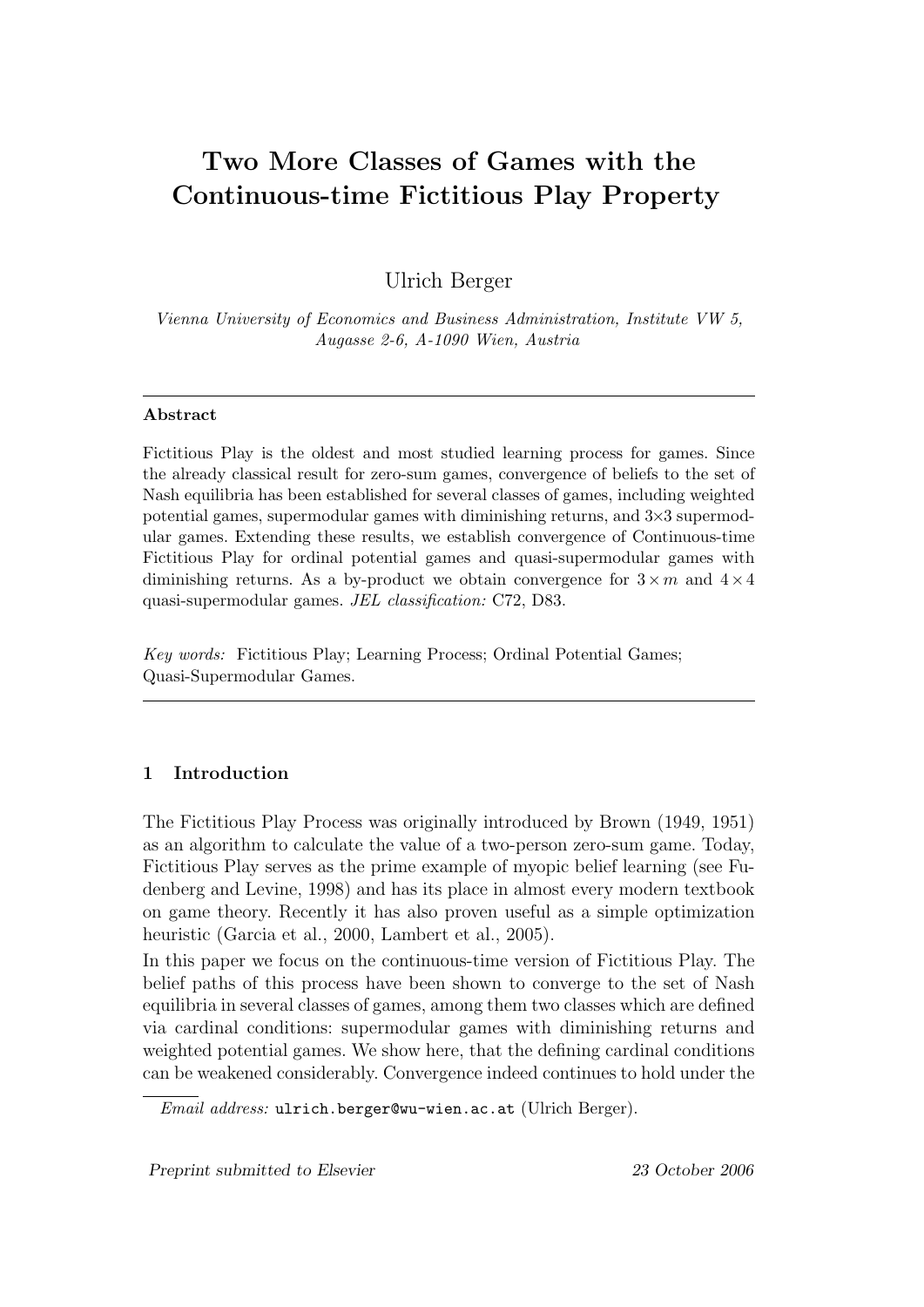# Two More Classes of Games with the Continuous-time Fictitious Play Property

Ulrich Berger

*Vienna University of Economics and Business Administration, Institute VW 5, Augasse 2-6, A-1090 Wien, Austria*

---

**Abstract**

Fictitious Play is the oldest and most studied learning process for games. Since the already classical result for zero-sum games, convergence of beliefs to the set of Nash equilibria has been established for several classes of games, including weighted potential games, supermodular games with diminishing returns, and 3×3 supermodular games. Extending these results, we establish convergence of Continuous-time Fictitious Play for ordinal potential games and quasi-supermodular games with diminishing returns. As a by-product we obtain convergence for $3 \times m$ and $4 \times 4$ quasi-supermodular games. *JEL classification:* C72, D83.

*Key words:* Fictitious Play; Learning Process; Ordinal Potential Games; Quasi-Supermodular Games.

---

## 1 Introduction

The Fictitious Play Process was originally introduced by Brown (1949, 1951) as an algorithm to calculate the value of a two-person zero-sum game. Today, Fictitious Play serves as the prime example of myopic belief learning (see Fudenberg and Levine, 1998) and has its place in almost every modern textbook on game theory. Recently it has also proven useful as a simple optimization heuristic (Garcia et al., 2000, Lambert et al., 2005).

In this paper we focus on the continuous-time version of Fictitious Play. The belief paths of this process have been shown to converge to the set of Nash equilibria in several classes of games, among them two classes which are defined via cardinal conditions: supermodular games with diminishing returns and weighted potential games. We show here, that the defining cardinal conditions can be weakened considerably. Convergence indeed continues to hold under the

*Email address:* ulrich.berger@wu-wien.ac.at (Ulrich Berger).

Preprint submitted to Elsevier 23 October 2006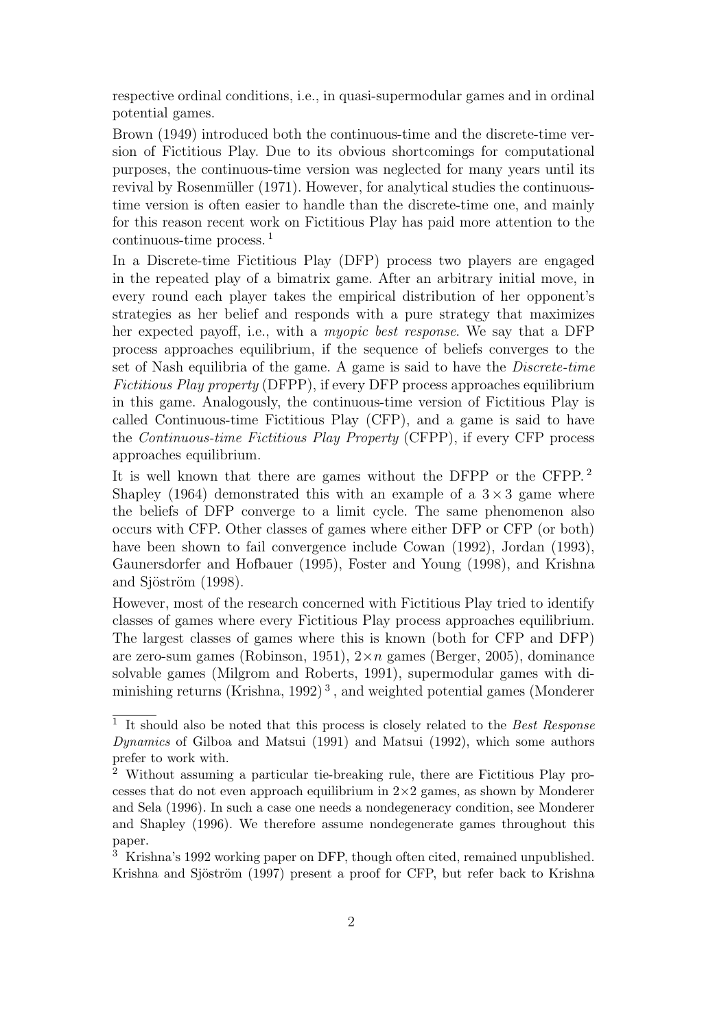respective ordinal conditions, i.e., in quasi-supermodular games and in ordinal potential games.

Brown (1949) introduced both the continuous-time and the discrete-time version of Fictitious Play. Due to its obvious shortcomings for computational purposes, the continuous-time version was neglected for many years until its revival by Rosenmüller (1971). However, for analytical studies the continuous-time version is often easier to handle than the discrete-time one, and mainly for this reason recent work on Fictitious Play has paid more attention to the continuous-time process. [1]

In a Discrete-time Fictitious Play (DFP) process two players are engaged in the repeated play of a bimatrix game. After an arbitrary initial move, in every round each player takes the empirical distribution of her opponent's strategies as her belief and responds with a pure strategy that maximizes her expected payoff, i.e., with a *myopic best response*. We say that a DFP process approaches equilibrium, if the sequence of beliefs converges to the set of Nash equilibria of the game. A game is said to have the *Discrete-time Fictitious Play property* (DFPP), if every DFP process approaches equilibrium in this game. Analogously, the continuous-time version of Fictitious Play is called Continuous-time Fictitious Play (CFP), and a game is said to have the *Continuous-time Fictitious Play Property* (CFPP), if every CFP process approaches equilibrium.

It is well known that there are games without the DFPP or the CFPP. [2] Shapley (1964) demonstrated this with an example of a $3 \times 3$ game where the beliefs of DFP converge to a limit cycle. The same phenomenon also occurs with CFP. Other classes of games where either DFP or CFP (or both) have been shown to fail convergence include Cowan (1992), Jordan (1993), Gaunersdorfer and Hofbauer (1995), Foster and Young (1998), and Krishna and Sjöström (1998).

However, most of the research concerned with Fictitious Play tried to identify classes of games where every Fictitious Play process approaches equilibrium. The largest classes of games where this is known (both for CFP and DFP) are zero-sum games (Robinson, 1951), $2 \times n$ games (Berger, 2005), dominance solvable games (Milgrom and Roberts, 1991), supermodular games with diminishing returns (Krishna, 1992) [3], and weighted potential games (Monderer

[1] It should also be noted that this process is closely related to the *Best Response Dynamics* of Gilboa and Matsui (1991) and Matsui (1992), which some authors prefer to work with.

[2] Without assuming a particular tie-breaking rule, there are Fictitious Play processes that do not even approach equilibrium in $2 \times 2$ games, as shown by Monderer and Sela (1996). In such a case one needs a nondegeneracy condition, see Monderer and Shapley (1996). We therefore assume nondegenerate games throughout this paper.

[3] Krishna's 1992 working paper on DFP, though often cited, remained unpublished. Krishna and Sjöström (1997) present a proof for CFP, but refer back to Krishna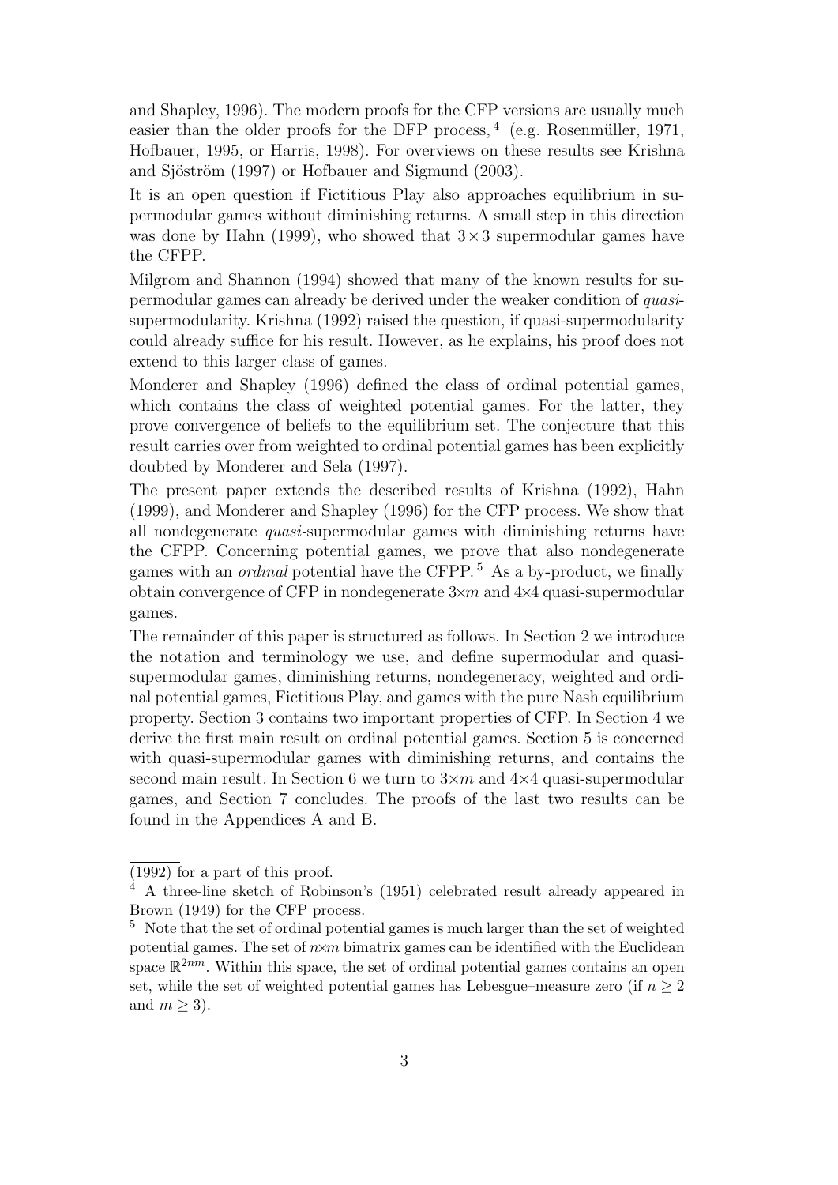and Shapley, 1996). The modern proofs for the CFP versions are usually much easier than the older proofs for the DFP process, [4] (e.g. Rosenmüller, 1971, Hofbauer, 1995, or Harris, 1998). For overviews on these results see Krishna and Sjöström (1997) or Hofbauer and Sigmund (2003).

It is an open question if Fictitious Play also approaches equilibrium in supermodular games without diminishing returns. A small step in this direction was done by Hahn (1999), who showed that $3 \times 3$ supermodular games have the CFPP.

Milgrom and Shannon (1994) showed that many of the known results for supermodular games can already be derived under the weaker condition of *quasi*-supermodularity. Krishna (1992) raised the question, if quasi-supermodularity could already suffice for his result. However, as he explains, his proof does not extend to this larger class of games.

Monderer and Shapley (1996) defined the class of ordinal potential games, which contains the class of weighted potential games. For the latter, they prove convergence of beliefs to the equilibrium set. The conjecture that this result carries over from weighted to ordinal potential games has been explicitly doubted by Monderer and Sela (1997).

The present paper extends the described results of Krishna (1992), Hahn (1999), and Monderer and Shapley (1996) for the CFP process. We show that all nondegenerate *quasi*-supermodular games with diminishing returns have the CFPP. Concerning potential games, we prove that also nondegenerate games with an *ordinal* potential have the CFPP. [5] As a by-product, we finally obtain convergence of CFP in nondegenerate $3{\times}m$ and $4{\times}4$ quasi-supermodular games.

The remainder of this paper is structured as follows. In Section 2 we introduce the notation and terminology we use, and define supermodular and quasi-supermodular games, diminishing returns, nondegeneracy, weighted and ordinal potential games, Fictitious Play, and games with the pure Nash equilibrium property. Section 3 contains two important properties of CFP. In Section 4 we derive the first main result on ordinal potential games. Section 5 is concerned with quasi-supermodular games with diminishing returns, and contains the second main result. In Section 6 we turn to $3{\times}m$ and $4{\times}4$ quasi-supermodular games, and Section 7 concludes. The proofs of the last two results can be found in the Appendices A and B.

---

(1992) for a part of this proof.

[4] A three-line sketch of Robinson's (1951) celebrated result already appeared in Brown (1949) for the CFP process.

[5] Note that the set of ordinal potential games is much larger than the set of weighted potential games. The set of $n{\times}m$ bimatrix games can be identified with the Euclidean space $\mathbb{R}^{2nm}$. Within this space, the set of ordinal potential games contains an open set, while the set of weighted potential games has Lebesgue–measure zero (if $n \geq 2$ and $m \geq 3$).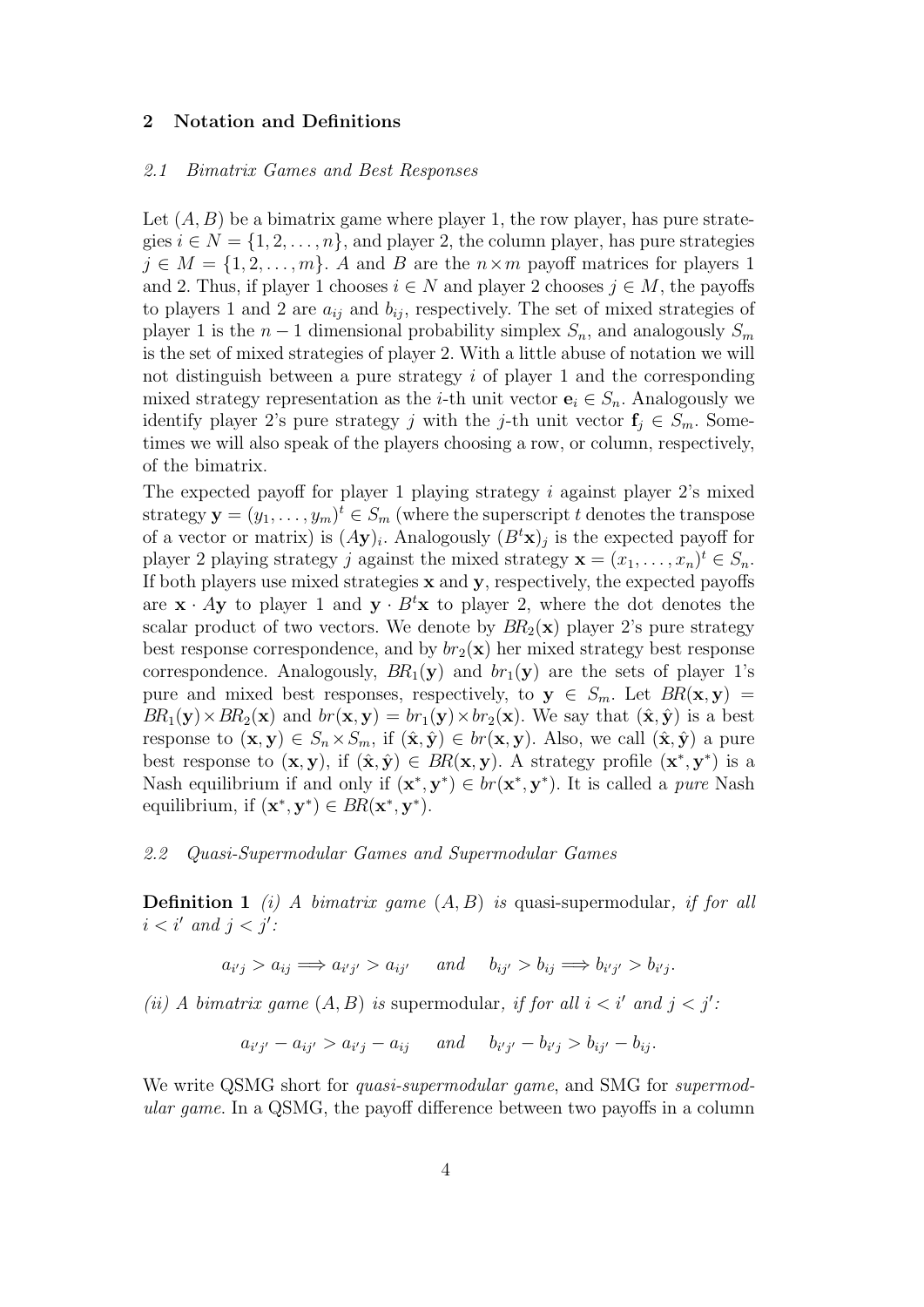## 2 Notation and Definitions

### 2.1 Bimatrix Games and Best Responses

Let $(A, B)$ be a bimatrix game where player 1, the row player, has pure strategies $i \in N = \{1, 2, \ldots, n\}$, and player 2, the column player, has pure strategies $j \in M = \{1, 2, \ldots, m\}$. $A$ and $B$ are the $n \times m$ payoff matrices for players 1 and 2. Thus, if player 1 chooses $i \in N$ and player 2 chooses $j \in M$, the payoffs to players 1 and 2 are $a_{ij}$ and $b_{ij}$, respectively. The set of mixed strategies of player 1 is the $n-1$ dimensional probability simplex $S_n$, and analogously $S_m$ is the set of mixed strategies of player 2. With a little abuse of notation we will not distinguish between a pure strategy $i$ of player 1 and the corresponding mixed strategy representation as the $i$-th unit vector $\mathbf{e}_i \in S_n$. Analogously we identify player 2's pure strategy $j$ with the $j$-th unit vector $\mathbf{f}_j \in S_m$. Sometimes we will also speak of the players choosing a row, or column, respectively, of the bimatrix.

The expected payoff for player 1 playing strategy $i$ against player 2's mixed strategy $\mathbf{y} = (y_1, \ldots, y_m)^t \in S_m$ (where the superscript $t$ denotes the transpose of a vector or matrix) is $(A\mathbf{y})_i$. Analogously $(B^t\mathbf{x})_j$ is the expected payoff for player 2 playing strategy $j$ against the mixed strategy $\mathbf{x} = (x_1, \ldots, x_n)^t \in S_n$. If both players use mixed strategies $\mathbf{x}$ and $\mathbf{y}$, respectively, the expected payoffs are $\mathbf{x} \cdot A\mathbf{y}$ to player 1 and $\mathbf{y} \cdot B^t\mathbf{x}$ to player 2, where the dot denotes the scalar product of two vectors. We denote by $BR_2(\mathbf{x})$ player 2's pure strategy best response correspondence, and by $br_2(\mathbf{x})$ her mixed strategy best response correspondence. Analogously, $BR_1(\mathbf{y})$ and $br_1(\mathbf{y})$ are the sets of player 1's pure and mixed best responses, respectively, to $\mathbf{y} \in S_m$. Let $BR(\mathbf{x}, \mathbf{y}) = BR_1(\mathbf{y}) \times BR_2(\mathbf{x})$ and $br(\mathbf{x}, \mathbf{y}) = br_1(\mathbf{y}) \times br_2(\mathbf{x})$. We say that $(\hat{\mathbf{x}}, \hat{\mathbf{y}})$ is a best response to $(\mathbf{x}, \mathbf{y}) \in S_n \times S_m$, if $(\hat{\mathbf{x}}, \hat{\mathbf{y}}) \in br(\mathbf{x}, \mathbf{y})$. Also, we call $(\hat{\mathbf{x}}, \hat{\mathbf{y}})$ a pure best response to $(\mathbf{x}, \mathbf{y})$, if $(\hat{\mathbf{x}}, \hat{\mathbf{y}}) \in BR(\mathbf{x}, \mathbf{y})$. A strategy profile $(\mathbf{x}^*, \mathbf{y}^*)$ is a Nash equilibrium if and only if $(\mathbf{x}^*, \mathbf{y}^*) \in br(\mathbf{x}^*, \mathbf{y}^*)$. It is called a *pure* Nash equilibrium, if $(\mathbf{x}^*, \mathbf{y}^*) \in BR(\mathbf{x}^*, \mathbf{y}^*)$.

### 2.2 Quasi-Supermodular Games and Supermodular Games

**Definition 1** *(i) A bimatrix game $(A, B)$ is* quasi-supermodular*, if for all $i < i'$ and $j < j'$:*

$$a_{i'j} > a_{ij} \Longrightarrow a_{i'j'} > a_{ij'} \quad \text{and} \quad b_{ij'} > b_{ij} \Longrightarrow b_{i'j'} > b_{i'j}.$$

*(ii) A bimatrix game $(A, B)$ is* supermodular*, if for all $i < i'$ and $j < j'$:*

$$a_{i'j'} - a_{ij'} > a_{i'j} - a_{ij} \quad \text{and} \quad b_{i'j'} - b_{i'j} > b_{ij'} - b_{ij}.$$

We write QSMG short for *quasi-supermodular game*, and SMG for *supermodular game*. In a QSMG, the payoff difference between two payoffs in a column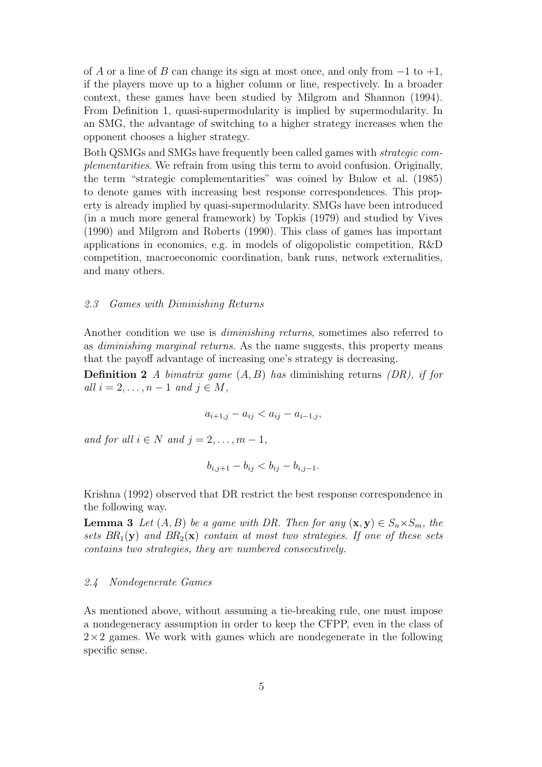of $A$ or a line of $B$ can change its sign at most once, and only from $-1$ to $+1$, if the players move up to a higher column or line, respectively. In a broader context, these games have been studied by Milgrom and Shannon (1994). From Definition 1, quasi-supermodularity is implied by supermodularity. In an SMG, the advantage of switching to a higher strategy increases when the opponent chooses a higher strategy.

Both QSMGs and SMGs have frequently been called games with *strategic complementarities*. We refrain from using this term to avoid confusion. Originally, the term "strategic complementarities" was coined by Bulow et al. (1985) to denote games with increasing best response correspondences. This property is already implied by quasi-supermodularity. SMGs have been introduced (in a much more general framework) by Topkis (1979) and studied by Vives (1990) and Milgrom and Roberts (1990). This class of games has important applications in economics, e.g. in models of oligopolistic competition, R&D competition, macroeconomic coordination, bank runs, network externalities, and many others.

### *2.3 Games with Diminishing Returns*

Another condition we use is *diminishing returns*, sometimes also referred to as *diminishing marginal returns*. As the name suggests, this property means that the payoff advantage of increasing one's strategy is decreasing.

**Definition 2** *A bimatrix game $(A, B)$ has* diminishing returns *(DR), if for all $i = 2, \dots, n-1$ and $j \in M$,*

$$a_{i+1,j} - a_{ij} < a_{ij} - a_{i-1,j},$$

*and for all $i \in N$ and $j = 2, \dots, m-1$,*

$$b_{i,j+1} - b_{ij} < b_{ij} - b_{i,j-1}.$$

Krishna (1992) observed that DR restrict the best response correspondence in the following way.

**Lemma 3** *Let $(A, B)$ be a game with DR. Then for any $(\mathbf{x}, \mathbf{y}) \in S_n \times S_m$, the sets $BR_1(\mathbf{y})$ and $BR_2(\mathbf{x})$ contain at most two strategies. If one of these sets contains two strategies, they are numbered consecutively.*

### *2.4 Nondegenerate Games*

As mentioned above, without assuming a tie-breaking rule, one must impose a nondegeneracy assumption in order to keep the CFPP, even in the class of $2 \times 2$ games. We work with games which are nondegenerate in the following specific sense.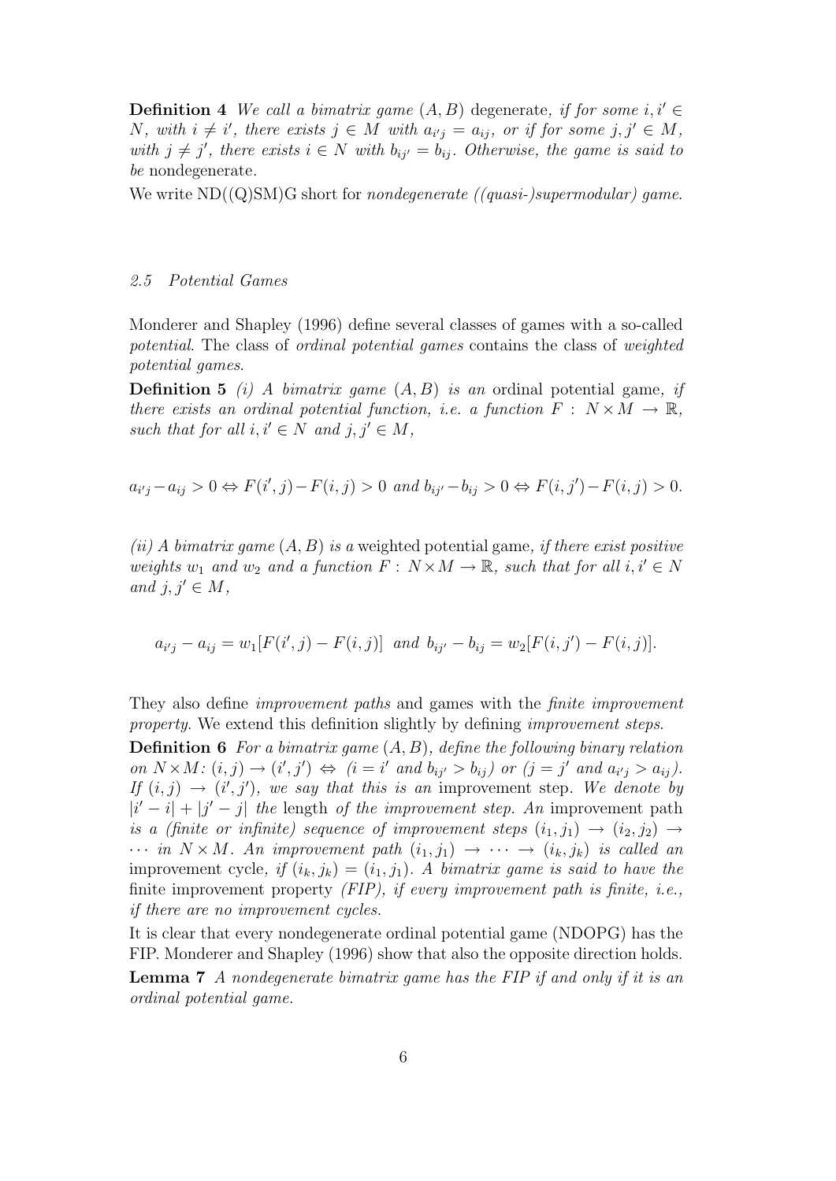**Definition 4** *We call a bimatrix game $(A, B)$* degenerate*, if for some $i, i' \in N$, with $i \neq i'$, there exists $j \in M$ with $a_{i'j} = a_{ij}$, or if for some $j, j' \in M$, with $j \neq j'$, there exists $i \in N$ with $b_{ij'} = b_{ij}$. Otherwise, the game is said to be* nondegenerate.

We write ND((Q)SM)G short for *nondegenerate ((quasi-)supermodular) game*.

### *2.5 Potential Games*

Monderer and Shapley (1996) define several classes of games with a so-called *potential*. The class of *ordinal potential games* contains the class of *weighted potential games*.

**Definition 5** *(i) A bimatrix game $(A, B)$ is an* ordinal potential game*, if there exists an ordinal potential function, i.e. a function $F : N \times M \to \mathbb{R}$, such that for all $i, i' \in N$ and $j, j' \in M$,*

$$a_{i'j} - a_{ij} > 0 \Leftrightarrow F(i', j) - F(i, j) > 0 \text{ and } b_{ij'} - b_{ij} > 0 \Leftrightarrow F(i, j') - F(i, j) > 0.$$

*(ii) A bimatrix game $(A, B)$ is a* weighted potential game*, if there exist positive weights $w_1$ and $w_2$ and a function $F : N \times M \to \mathbb{R}$, such that for all $i, i' \in N$ and $j, j' \in M$,*

$$a_{i'j} - a_{ij} = w_1[F(i', j) - F(i, j)] \text{ and } b_{ij'} - b_{ij} = w_2[F(i, j') - F(i, j)].$$

They also define *improvement paths* and games with the *finite improvement property*. We extend this definition slightly by defining *improvement steps*.

**Definition 6** *For a bimatrix game $(A, B)$, define the following binary relation on $N \times M$: $(i, j) \to (i', j') \Leftrightarrow (i = i'$ and $b_{ij'} > b_{ij})$ or $(j = j'$ and $a_{i'j} > a_{ij})$. If $(i, j) \to (i', j')$, we say that this is an* improvement step*. We denote by $|i' - i| + |j' - j|$ the* length *of the improvement step. An* improvement path *is a (finite or infinite) sequence of improvement steps $(i_1, j_1) \to (i_2, j_2) \to \cdots$ in $N \times M$. An improvement path $(i_1, j_1) \to \cdots \to (i_k, j_k)$ is called an* improvement cycle*, if $(i_k, j_k) = (i_1, j_1)$. A bimatrix game is said to have the* finite improvement property *(FIP), if every improvement path is finite, i.e., if there are no improvement cycles.*

It is clear that every nondegenerate ordinal potential game (NDOPG) has the FIP. Monderer and Shapley (1996) show that also the opposite direction holds.

**Lemma 7** *A nondegenerate bimatrix game has the FIP if and only if it is an ordinal potential game.*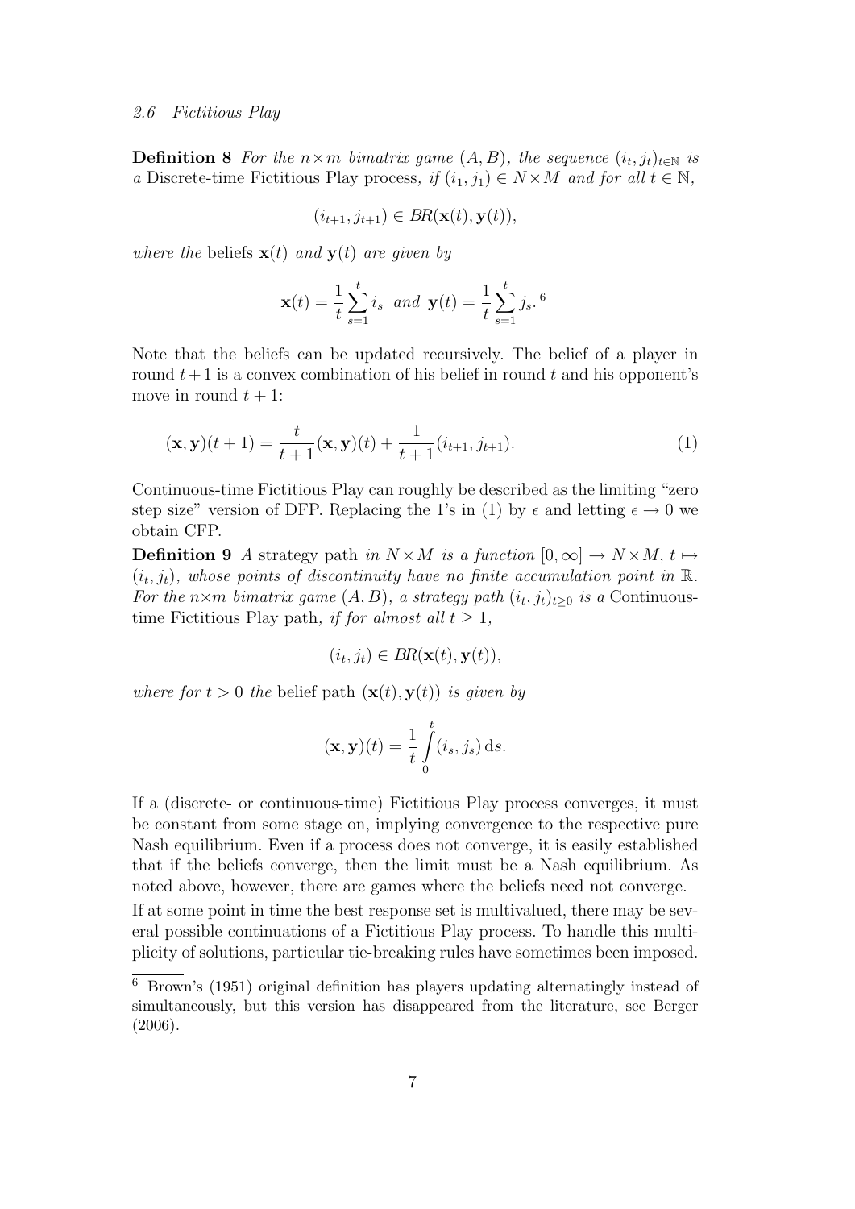**Definition 8** *For the $n \times m$ bimatrix game $(A, B)$, the sequence $(i_t, j_t)_{t \in \mathbb{N}}$ is a* Discrete-time Fictitious Play process*, if $(i_1, j_1) \in N \times M$ and for all $t \in \mathbb{N}$,*

$$(i_{t+1}, j_{t+1}) \in BR(\mathbf{x}(t), \mathbf{y}(t)),$$

*where the* beliefs *$\mathbf{x}(t)$ and $\mathbf{y}(t)$ are given by*

$$\mathbf{x}(t) = \frac{1}{t} \sum_{s=1}^{t} i_s \text{ and } \mathbf{y}(t) = \frac{1}{t} \sum_{s=1}^{t} j_s. \text{ [6]}$$

Note that the beliefs can be updated recursively. The belief of a player in round $t+1$ is a convex combination of his belief in round $t$ and his opponent's move in round $t+1$:

$$(\mathbf{x}, \mathbf{y})(t+1) = \frac{t}{t+1}(\mathbf{x}, \mathbf{y})(t) + \frac{1}{t+1}(i_{t+1}, j_{t+1}). \tag{1}$$

Continuous-time Fictitious Play can roughly be described as the limiting "zero step size" version of DFP. Replacing the 1's in (1) by $\epsilon$ and letting $\epsilon \to 0$ we obtain CFP.

**Definition 9** *A* strategy path *in $N \times M$ is a function $[0, \infty] \to N \times M$, $t \mapsto (i_t, j_t)$, whose points of discontinuity have no finite accumulation point in $\mathbb{R}$. For the $n \times m$ bimatrix game $(A, B)$, a strategy path $(i_t, j_t)_{t \geq 0}$ is a* Continuous-time Fictitious Play path*, if for almost all $t \geq 1$,*

$$(i_t, j_t) \in BR(\mathbf{x}(t), \mathbf{y}(t)),$$

*where for $t > 0$ the* belief path *$(\mathbf{x}(t), \mathbf{y}(t))$ is given by*

$$(\mathbf{x}, \mathbf{y})(t) = \frac{1}{t} \int_{0}^{t} (i_s, j_s) \, \mathrm{d}s.$$

If a (discrete- or continuous-time) Fictitious Play process converges, it must be constant from some stage on, implying convergence to the respective pure Nash equilibrium. Even if a process does not converge, it is easily established that if the beliefs converge, then the limit must be a Nash equilibrium. As noted above, however, there are games where the beliefs need not converge.

If at some point in time the best response set is multivalued, there may be several possible continuations of a Fictitious Play process. To handle this multiplicity of solutions, particular tie-breaking rules have sometimes been imposed.

---

[6] Brown's (1951) original definition has players updating alternatingly instead of simultaneously, but this version has disappeared from the literature, see Berger (2006).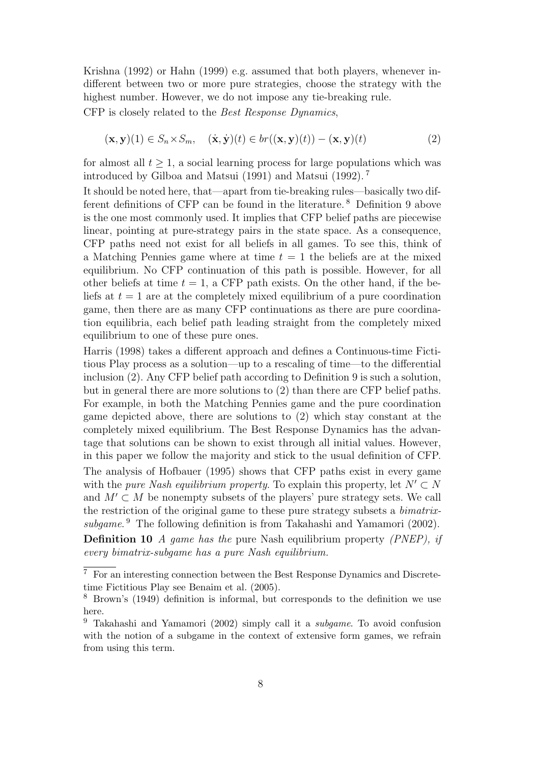Krishna (1992) or Hahn (1999) e.g. assumed that both players, whenever indifferent between two or more pure strategies, choose the strategy with the highest number. However, we do not impose any tie-breaking rule.

CFP is closely related to the *Best Response Dynamics*,

$$(\mathbf{x}, \mathbf{y})(1) \in S_n \times S_m, \quad (\dot{\mathbf{x}}, \dot{\mathbf{y}})(t) \in br((\mathbf{x}, \mathbf{y})(t)) - (\mathbf{x}, \mathbf{y})(t) \tag{2}$$

for almost all $t \geq 1$, a social learning process for large populations which was introduced by Gilboa and Matsui (1991) and Matsui (1992).[7]

It should be noted here, that—apart from tie-breaking rules—basically two different definitions of CFP can be found in the literature.[8] Definition 9 above is the one most commonly used. It implies that CFP belief paths are piecewise linear, pointing at pure-strategy pairs in the state space. As a consequence, CFP paths need not exist for all beliefs in all games. To see this, think of a Matching Pennies game where at time $t = 1$ the beliefs are at the mixed equilibrium. No CFP continuation of this path is possible. However, for all other beliefs at time $t = 1$, a CFP path exists. On the other hand, if the beliefs at $t = 1$ are at the completely mixed equilibrium of a pure coordination game, then there are as many CFP continuations as there are pure coordination equilibria, each belief path leading straight from the completely mixed equilibrium to one of these pure ones.

Harris (1998) takes a different approach and defines a Continuous-time Fictitious Play process as a solution—up to a rescaling of time—to the differential inclusion (2). Any CFP belief path according to Definition 9 is such a solution, but in general there are more solutions to (2) than there are CFP belief paths. For example, in both the Matching Pennies game and the pure coordination game depicted above, there are solutions to (2) which stay constant at the completely mixed equilibrium. The Best Response Dynamics has the advantage that solutions can be shown to exist through all initial values. However, in this paper we follow the majority and stick to the usual definition of CFP.

The analysis of Hofbauer (1995) shows that CFP paths exist in every game with the *pure Nash equilibrium property*. To explain this property, let $N' \subset N$ and $M' \subset M$ be nonempty subsets of the players' pure strategy sets. We call the restriction of the original game to these pure strategy subsets a *bimatrix-subgame.*[9] The following definition is from Takahashi and Yamamori (2002).

**Definition 10** *A game has the* pure Nash equilibrium property *(PNEP), if every bimatrix-subgame has a pure Nash equilibrium.*

[7] For an interesting connection between the Best Response Dynamics and Discrete-time Fictitious Play see Benaim et al. (2005).

[8] Brown's (1949) definition is informal, but corresponds to the definition we use here.

[9] Takahashi and Yamamori (2002) simply call it a *subgame*. To avoid confusion with the notion of a subgame in the context of extensive form games, we refrain from using this term.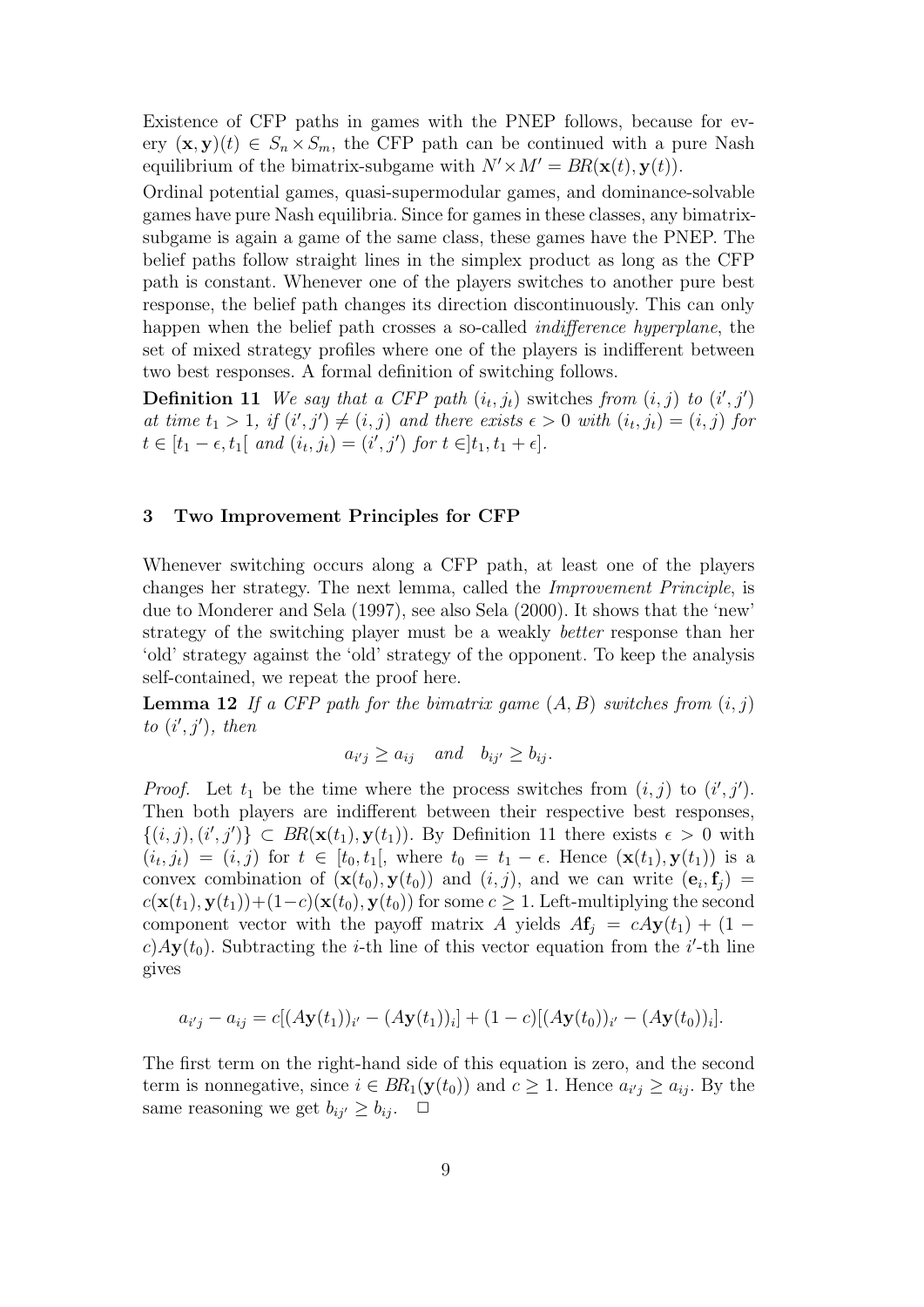Existence of CFP paths in games with the PNEP follows, because for every $(\mathbf{x}, \mathbf{y})(t) \in S_n \times S_m$, the CFP path can be continued with a pure Nash equilibrium of the bimatrix-subgame with $N' \times M' = BR(\mathbf{x}(t), \mathbf{y}(t))$.

Ordinal potential games, quasi-supermodular games, and dominance-solvable games have pure Nash equilibria. Since for games in these classes, any bimatrix-subgame is again a game of the same class, these games have the PNEP. The belief paths follow straight lines in the simplex product as long as the CFP path is constant. Whenever one of the players switches to another pure best response, the belief path changes its direction discontinuously. This can only happen when the belief path crosses a so-called *indifference hyperplane*, the set of mixed strategy profiles where one of the players is indifferent between two best responses. A formal definition of switching follows.

**Definition 11** *We say that a CFP path $(i_t, j_t)$ switches from $(i, j)$ to $(i', j')$ at time $t_1 > 1$, if $(i', j') \neq (i, j)$ and there exists $\epsilon > 0$ with $(i_t, j_t) = (i, j)$ for $t \in [t_1 - \epsilon, t_1[$ and $(i_t, j_t) = (i', j')$ for $t \in ]t_1, t_1 + \epsilon]$.*

## 3 Two Improvement Principles for CFP

Whenever switching occurs along a CFP path, at least one of the players changes her strategy. The next lemma, called the *Improvement Principle*, is due to Monderer and Sela (1997), see also Sela (2000). It shows that the 'new' strategy of the switching player must be a weakly *better* response than her 'old' strategy against the 'old' strategy of the opponent. To keep the analysis self-contained, we repeat the proof here.

**Lemma 12** *If a CFP path for the bimatrix game $(A, B)$ switches from $(i, j)$ to $(i', j')$, then*

$$a_{i'j} \geq a_{ij} \quad \text{and} \quad b_{ij'} \geq b_{ij}.$$

*Proof.* Let $t_1$ be the time where the process switches from $(i, j)$ to $(i', j')$. Then both players are indifferent between their respective best responses, $\{(i, j), (i', j')\} \subset BR(\mathbf{x}(t_1), \mathbf{y}(t_1))$. By Definition 11 there exists $\epsilon > 0$ with $(i_t, j_t) = (i, j)$ for $t \in [t_0, t_1[$, where $t_0 = t_1 - \epsilon$. Hence $(\mathbf{x}(t_1), \mathbf{y}(t_1))$ is a convex combination of $(\mathbf{x}(t_0), \mathbf{y}(t_0))$ and $(i, j)$, and we can write $(\mathbf{e}_i, \mathbf{f}_j) = c(\mathbf{x}(t_1), \mathbf{y}(t_1)) + (1-c)(\mathbf{x}(t_0), \mathbf{y}(t_0))$ for some $c \geq 1$. Left-multiplying the second component vector with the payoff matrix $A$ yields $A\mathbf{f}_j = cA\mathbf{y}(t_1) + (1 - c)A\mathbf{y}(t_0)$. Subtracting the $i$-th line of this vector equation from the $i'$-th line gives

$$a_{i'j} - a_{ij} = c[(A\mathbf{y}(t_1))_{i'} - (A\mathbf{y}(t_1))_i] + (1-c)[(A\mathbf{y}(t_0))_{i'} - (A\mathbf{y}(t_0))_i].$$

The first term on the right-hand side of this equation is zero, and the second term is nonnegative, since $i \in BR_1(\mathbf{y}(t_0))$ and $c \geq 1$. Hence $a_{i'j} \geq a_{ij}$. By the same reasoning we get $b_{ij'} \geq b_{ij}$. $\square$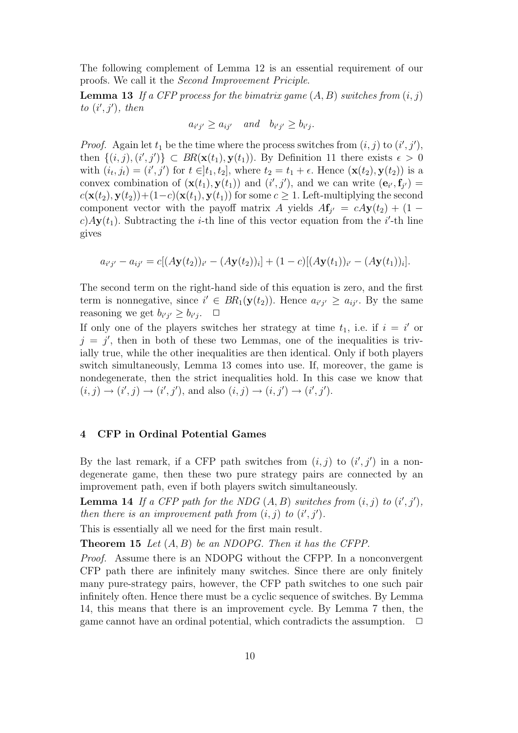The following complement of Lemma 12 is an essential requirement of our proofs. We call it the *Second Improvement Priciple*.

**Lemma 13** *If a CFP process for the bimatrix game $(A, B)$ switches from $(i, j)$ to $(i', j')$, then*

$$a_{i'j'} \geq a_{ij'} \quad \text{and} \quad b_{i'j'} \geq b_{i'j}.$$

*Proof.* Again let $t_1$ be the time where the process switches from $(i, j)$ to $(i', j')$, then $\{(i, j), (i', j')\} \subset BR(\mathbf{x}(t_1), \mathbf{y}(t_1))$. By Definition 11 there exists $\epsilon > 0$ with $(i_t, j_t) = (i', j')$ for $t \in ]t_1, t_2]$, where $t_2 = t_1 + \epsilon$. Hence $(\mathbf{x}(t_2), \mathbf{y}(t_2))$ is a convex combination of $(\mathbf{x}(t_1), \mathbf{y}(t_1))$ and $(i', j')$, and we can write $(\mathbf{e}_{i'}, \mathbf{f}_{j'}) = c(\mathbf{x}(t_2), \mathbf{y}(t_2)) + (1-c)(\mathbf{x}(t_1), \mathbf{y}(t_1))$ for some $c \geq 1$. Left-multiplying the second component vector with the payoff matrix $A$ yields $A\mathbf{f}_{j'} = cA\mathbf{y}(t_2) + (1-c)A\mathbf{y}(t_1)$. Subtracting the $i$-th line of this vector equation from the $i'$-th line gives

$$a_{i'j'} - a_{ij'} = c[(A\mathbf{y}(t_2))_{i'} - (A\mathbf{y}(t_2))_i] + (1-c)[(A\mathbf{y}(t_1))_{i'} - (A\mathbf{y}(t_1))_i].$$

The second term on the right-hand side of this equation is zero, and the first term is nonnegative, since $i' \in BR_1(\mathbf{y}(t_2))$. Hence $a_{i'j'} \geq a_{ij'}$. By the same reasoning we get $b_{i'j'} \geq b_{i'j}$. $\Box$

If only one of the players switches her strategy at time $t_1$, i.e. if $i = i'$ or $j = j'$, then in both of these two Lemmas, one of the inequalities is trivially true, while the other inequalities are then identical. Only if both players switch simultaneously, Lemma 13 comes into use. If, moreover, the game is nondegenerate, then the strict inequalities hold. In this case we know that $(i, j) \to (i', j) \to (i', j')$, and also $(i, j) \to (i, j') \to (i', j')$.

## 4 CFP in Ordinal Potential Games

By the last remark, if a CFP path switches from $(i, j)$ to $(i', j')$ in a nondegenerate game, then these two pure strategy pairs are connected by an improvement path, even if both players switch simultaneously.

**Lemma 14** *If a CFP path for the NDG $(A, B)$ switches from $(i, j)$ to $(i', j')$, then there is an improvement path from $(i, j)$ to $(i', j')$.*

This is essentially all we need for the first main result.

**Theorem 15** *Let $(A, B)$ be an NDOPG. Then it has the CFPP.*

*Proof.* Assume there is an NDOPG without the CFPP. In a nonconvergent CFP path there are infinitely many switches. Since there are only finitely many pure-strategy pairs, however, the CFP path switches to one such pair infinitely often. Hence there must be a cyclic sequence of switches. By Lemma 14, this means that there is an improvement cycle. By Lemma 7 then, the game cannot have an ordinal potential, which contradicts the assumption. $\Box$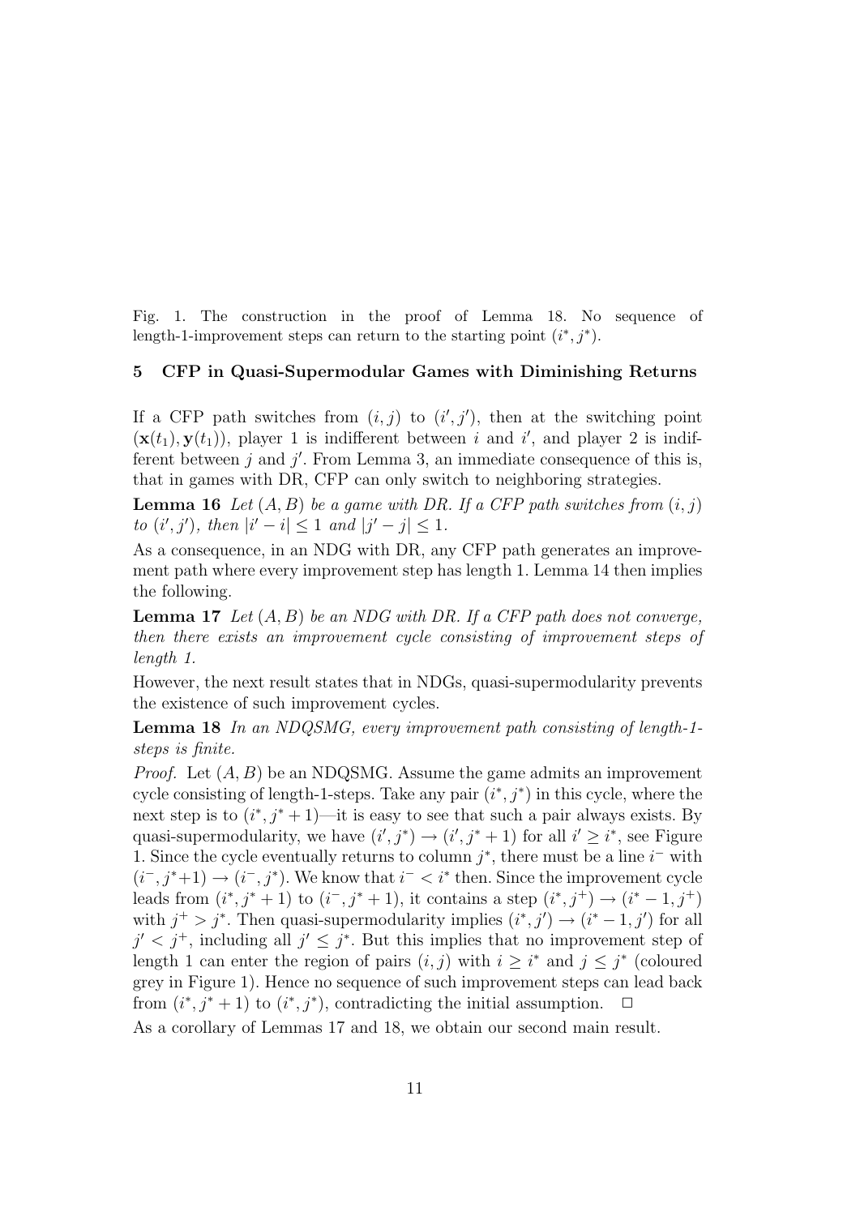Fig. 1. The construction in the proof of Lemma 18. No sequence of length-1-improvement steps can return to the starting point $(i^*, j^*)$.

## 5 CFP in Quasi-Supermodular Games with Diminishing Returns

If a CFP path switches from $(i, j)$ to $(i', j')$, then at the switching point $(\mathbf{x}(t_1), \mathbf{y}(t_1))$, player 1 is indifferent between $i$ and $i'$, and player 2 is indifferent between $j$ and $j'$. From Lemma 3, an immediate consequence of this is, that in games with DR, CFP can only switch to neighboring strategies.

**Lemma 16** *Let $(A, B)$ be a game with DR. If a CFP path switches from $(i, j)$ to $(i', j')$, then $|i' - i| \leq 1$ and $|j' - j| \leq 1$.*

As a consequence, in an NDG with DR, any CFP path generates an improvement path where every improvement step has length 1. Lemma 14 then implies the following.

**Lemma 17** *Let $(A, B)$ be an NDG with DR. If a CFP path does not converge, then there exists an improvement cycle consisting of improvement steps of length 1.*

However, the next result states that in NDGs, quasi-supermodularity prevents the existence of such improvement cycles.

**Lemma 18** *In an NDQSMG, every improvement path consisting of length-1-steps is finite.*

*Proof.* Let $(A, B)$ be an NDQSMG. Assume the game admits an improvement cycle consisting of length-1-steps. Take any pair $(i^*, j^*)$ in this cycle, where the next step is to $(i^*, j^* + 1)$—it is easy to see that such a pair always exists. By quasi-supermodularity, we have $(i', j^*) \to (i', j^* + 1)$ for all $i' \geq i^*$, see Figure 1. Since the cycle eventually returns to column $j^*$, there must be a line $i^-$ with $(i^-, j^*+1) \to (i^-, j^*)$. We know that $i^- < i^*$ then. Since the improvement cycle leads from $(i^*, j^* + 1)$ to $(i^-, j^* + 1)$, it contains a step $(i^*, j^+) \to (i^* - 1, j^+)$ with $j^+ > j^*$. Then quasi-supermodularity implies $(i^*, j') \to (i^* - 1, j')$ for all $j' < j^+$, including all $j' \leq j^*$. But this implies that no improvement step of length 1 can enter the region of pairs $(i, j)$ with $i \geq i^*$ and $j \leq j^*$ (coloured grey in Figure 1). Hence no sequence of such improvement steps can lead back from $(i^*, j^* + 1)$ to $(i^*, j^*)$, contradicting the initial assumption. $\Box$

As a corollary of Lemmas 17 and 18, we obtain our second main result.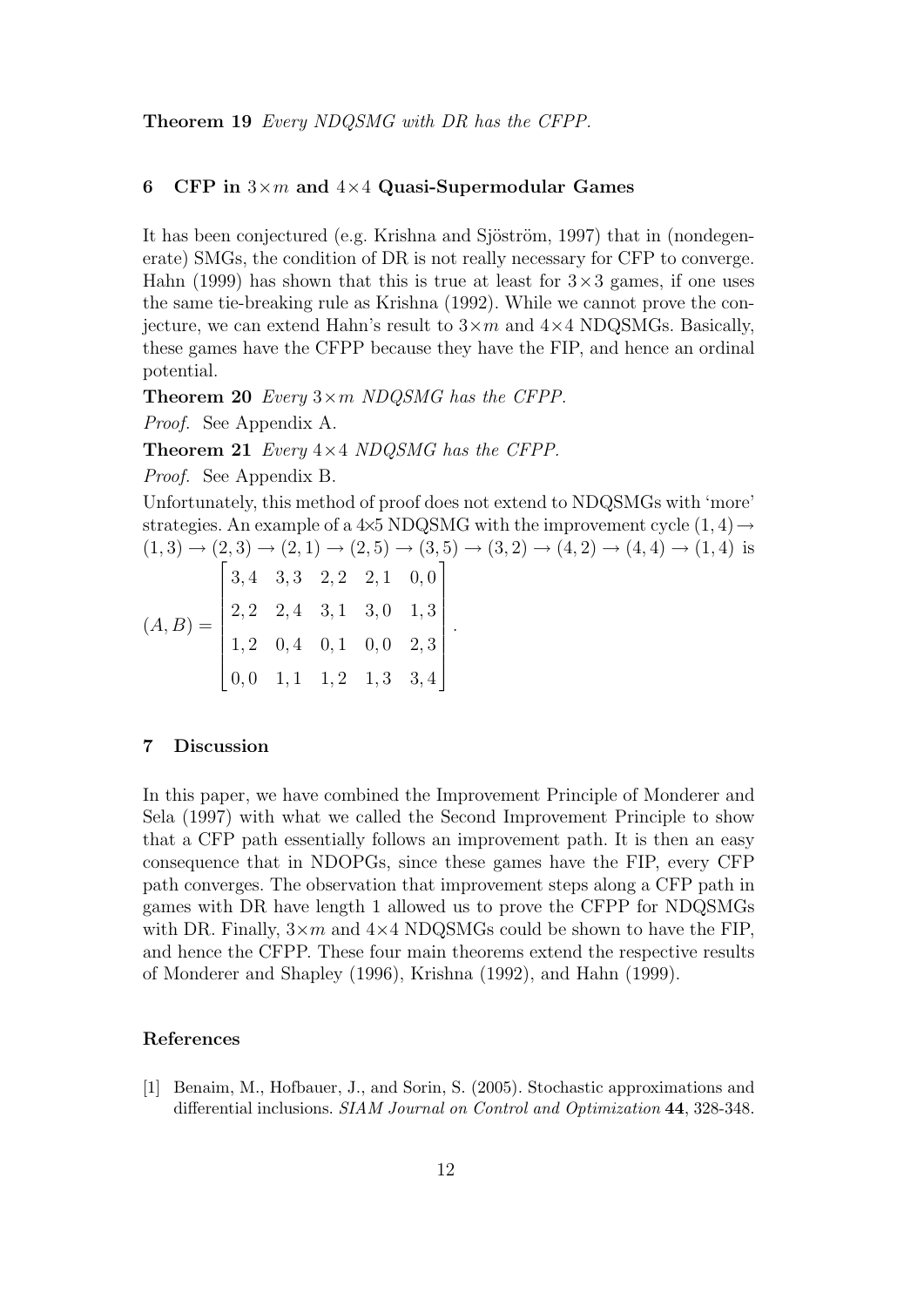**Theorem 19** *Every NDQSMG with DR has the CFPP.*

## 6 CFP in $3\times m$ and $4\times 4$ Quasi-Supermodular Games

It has been conjectured (e.g. Krishna and Sjöström, 1997) that in (nondegenerate) SMGs, the condition of DR is not really necessary for CFP to converge. Hahn (1999) has shown that this is true at least for $3\times 3$ games, if one uses the same tie-breaking rule as Krishna (1992). While we cannot prove the conjecture, we can extend Hahn's result to $3\times m$ and $4\times 4$ NDQSMGs. Basically, these games have the CFPP because they have the FIP, and hence an ordinal potential.

**Theorem 20** *Every $3\times m$ NDQSMG has the CFPP.*

*Proof.* See Appendix A.

**Theorem 21** *Every $4\times 4$ NDQSMG has the CFPP.*

*Proof.* See Appendix B.

Unfortunately, this method of proof does not extend to NDQSMGs with 'more' strategies. An example of a 4×5 NDQSMG with the improvement cycle $(1,4)\rightarrow(1,3)\rightarrow(2,3)\rightarrow(2,1)\rightarrow(2,5)\rightarrow(3,5)\rightarrow(3,2)\rightarrow(4,2)\rightarrow(4,4)\rightarrow(1,4)$ is

$$(A,B)=\begin{bmatrix} 3,4 & 3,3 & 2,2 & 2,1 & 0,0 \\ 2,2 & 2,4 & 3,1 & 3,0 & 1,3 \\ 1,2 & 0,4 & 0,1 & 0,0 & 2,3 \\ 0,0 & 1,1 & 1,2 & 1,3 & 3,4 \end{bmatrix}.$$

## 7 Discussion

In this paper, we have combined the Improvement Principle of Monderer and Sela (1997) with what we called the Second Improvement Principle to show that a CFP path essentially follows an improvement path. It is then an easy consequence that in NDOPGs, since these games have the FIP, every CFP path converges. The observation that improvement steps along a CFP path in games with DR have length 1 allowed us to prove the CFPP for NDQSMGs with DR. Finally, $3\times m$ and $4\times 4$ NDQSMGs could be shown to have the FIP, and hence the CFPP. These four main theorems extend the respective results of Monderer and Shapley (1996), Krishna (1992), and Hahn (1999).

## References

[1] Benaim, M., Hofbauer, J., and Sorin, S. (2005). Stochastic approximations and differential inclusions. *SIAM Journal on Control and Optimization* **44**, 328-348.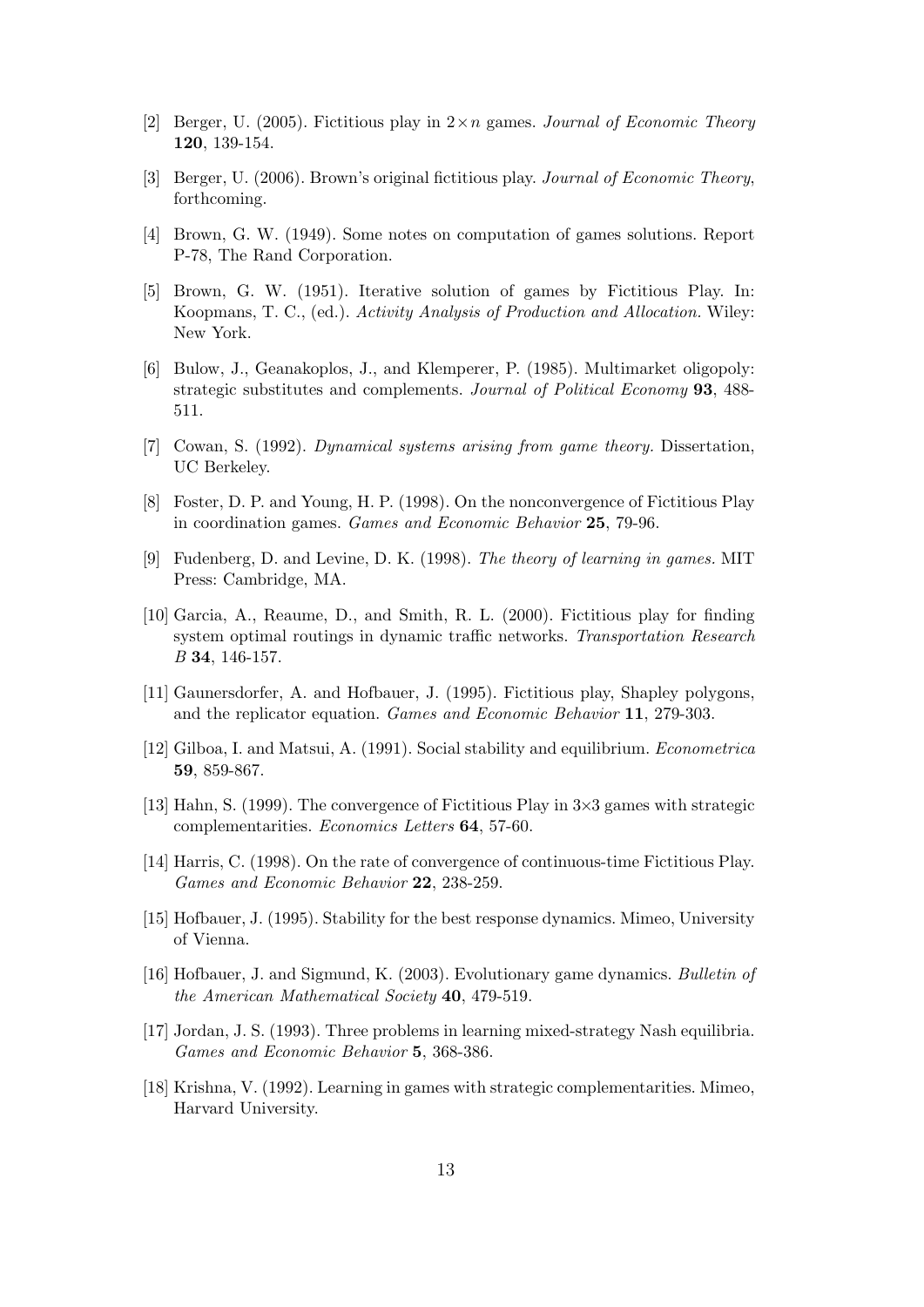[2] Berger, U. (2005). Fictitious play in $2 \times n$ games. *Journal of Economic Theory* **120**, 139-154.

[3] Berger, U. (2006). Brown's original fictitious play. *Journal of Economic Theory*, forthcoming.

[4] Brown, G. W. (1949). Some notes on computation of games solutions. Report P-78, The Rand Corporation.

[5] Brown, G. W. (1951). Iterative solution of games by Fictitious Play. In: Koopmans, T. C., (ed.). *Activity Analysis of Production and Allocation*. Wiley: New York.

[6] Bulow, J., Geanakoplos, J., and Klemperer, P. (1985). Multimarket oligopoly: strategic substitutes and complements. *Journal of Political Economy* **93**, 488-511.

[7] Cowan, S. (1992). *Dynamical systems arising from game theory*. Dissertation, UC Berkeley.

[8] Foster, D. P. and Young, H. P. (1998). On the nonconvergence of Fictitious Play in coordination games. *Games and Economic Behavior* **25**, 79-96.

[9] Fudenberg, D. and Levine, D. K. (1998). *The theory of learning in games*. MIT Press: Cambridge, MA.

[10] Garcia, A., Reaume, D., and Smith, R. L. (2000). Fictitious play for finding system optimal routings in dynamic traffic networks. *Transportation Research B* **34**, 146-157.

[11] Gaunersdorfer, A. and Hofbauer, J. (1995). Fictitious play, Shapley polygons, and the replicator equation. *Games and Economic Behavior* **11**, 279-303.

[12] Gilboa, I. and Matsui, A. (1991). Social stability and equilibrium. *Econometrica* **59**, 859-867.

[13] Hahn, S. (1999). The convergence of Fictitious Play in $3 \times 3$ games with strategic complementarities. *Economics Letters* **64**, 57-60.

[14] Harris, C. (1998). On the rate of convergence of continuous-time Fictitious Play. *Games and Economic Behavior* **22**, 238-259.

[15] Hofbauer, J. (1995). Stability for the best response dynamics. Mimeo, University of Vienna.

[16] Hofbauer, J. and Sigmund, K. (2003). Evolutionary game dynamics. *Bulletin of the American Mathematical Society* **40**, 479-519.

[17] Jordan, J. S. (1993). Three problems in learning mixed-strategy Nash equilibria. *Games and Economic Behavior* **5**, 368-386.

[18] Krishna, V. (1992). Learning in games with strategic complementarities. Mimeo, Harvard University.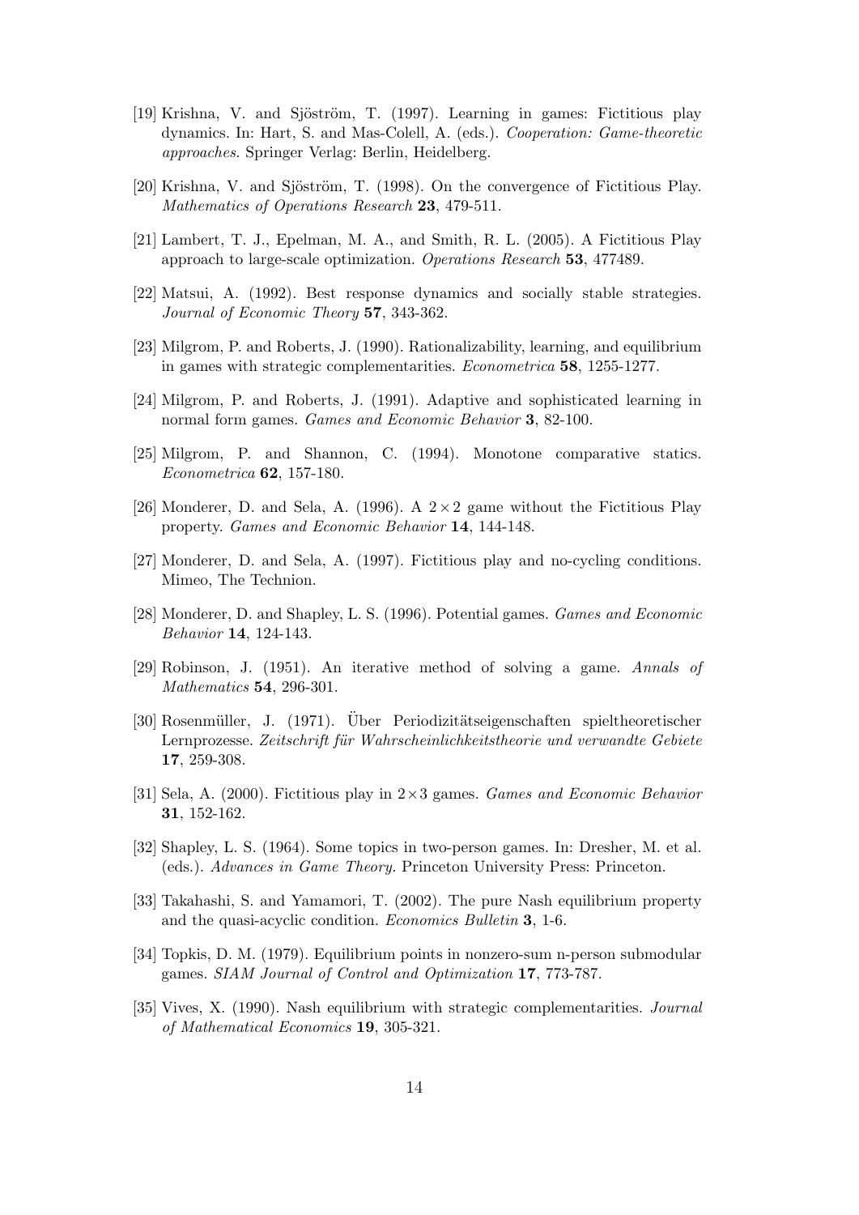[19] Krishna, V. and Sjöström, T. (1997). Learning in games: Fictitious play dynamics. In: Hart, S. and Mas-Colell, A. (eds.). *Cooperation: Game-theoretic approaches.* Springer Verlag: Berlin, Heidelberg.

[20] Krishna, V. and Sjöström, T. (1998). On the convergence of Fictitious Play. *Mathematics of Operations Research* **23**, 479-511.

[21] Lambert, T. J., Epelman, M. A., and Smith, R. L. (2005). A Fictitious Play approach to large-scale optimization. *Operations Research* **53**, 477489.

[22] Matsui, A. (1992). Best response dynamics and socially stable strategies. *Journal of Economic Theory* **57**, 343-362.

[23] Milgrom, P. and Roberts, J. (1990). Rationalizability, learning, and equilibrium in games with strategic complementarities. *Econometrica* **58**, 1255-1277.

[24] Milgrom, P. and Roberts, J. (1991). Adaptive and sophisticated learning in normal form games. *Games and Economic Behavior* **3**, 82-100.

[25] Milgrom, P. and Shannon, C. (1994). Monotone comparative statics. *Econometrica* **62**, 157-180.

[26] Monderer, D. and Sela, A. (1996). A $2 \times 2$ game without the Fictitious Play property. *Games and Economic Behavior* **14**, 144-148.

[27] Monderer, D. and Sela, A. (1997). Fictitious play and no-cycling conditions. Mimeo, The Technion.

[28] Monderer, D. and Shapley, L. S. (1996). Potential games. *Games and Economic Behavior* **14**, 124-143.

[29] Robinson, J. (1951). An iterative method of solving a game. *Annals of Mathematics* **54**, 296-301.

[30] Rosenmüller, J. (1971). Über Periodizitätseigenschaften spieltheoretischer Lernprozesse. *Zeitschrift für Wahrscheinlichkeitstheorie und verwandte Gebiete* **17**, 259-308.

[31] Sela, A. (2000). Fictitious play in $2 \times 3$ games. *Games and Economic Behavior* **31**, 152-162.

[32] Shapley, L. S. (1964). Some topics in two-person games. In: Dresher, M. et al. (eds.). *Advances in Game Theory.* Princeton University Press: Princeton.

[33] Takahashi, S. and Yamamori, T. (2002). The pure Nash equilibrium property and the quasi-acyclic condition. *Economics Bulletin* **3**, 1-6.

[34] Topkis, D. M. (1979). Equilibrium points in nonzero-sum n-person submodular games. *SIAM Journal of Control and Optimization* **17**, 773-787.

[35] Vives, X. (1990). Nash equilibrium with strategic complementarities. *Journal of Mathematical Economics* **19**, 305-321.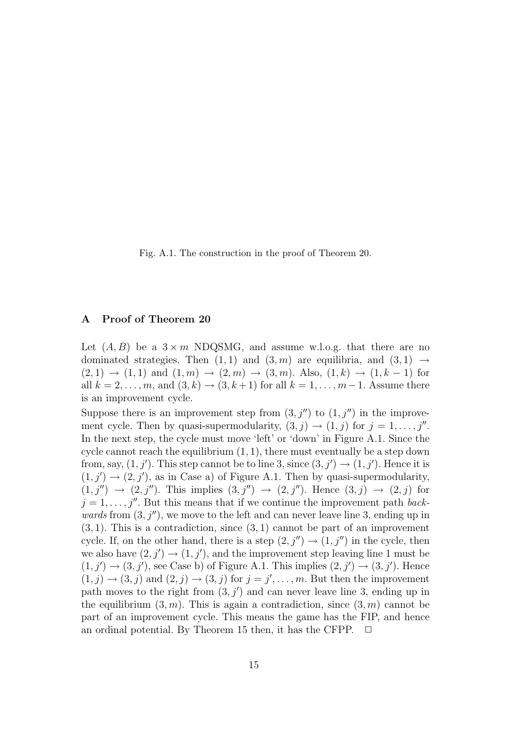Fig. A.1. The construction in the proof of Theorem 20.

## A Proof of Theorem 20

Let $(A, B)$ be a $3 \times m$ NDQSMG, and assume w.l.o.g. that there are no dominated strategies. Then $(1, 1)$ and $(3, m)$ are equilibria, and $(3, 1) \to (2, 1) \to (1, 1)$ and $(1, m) \to (2, m) \to (3, m)$. Also, $(1, k) \to (1, k-1)$ for all $k = 2, \ldots, m$, and $(3, k) \to (3, k+1)$ for all $k = 1, \ldots, m-1$. Assume there is an improvement cycle.

Suppose there is an improvement step from $(3, j'')$ to $(1, j'')$ in the improvement cycle. Then by quasi-supermodularity, $(3, j) \to (1, j)$ for $j = 1, \ldots, j''$. In the next step, the cycle must move 'left' or 'down' in Figure A.1. Since the cycle cannot reach the equilibrium $(1, 1)$, there must eventually be a step down from, say, $(1, j')$. This step cannot be to line 3, since $(3, j') \to (1, j')$. Hence it is $(1, j') \to (2, j')$, as in Case a) of Figure A.1. Then by quasi-supermodularity, $(1, j'') \to (2, j'')$. This implies $(3, j'') \to (2, j'')$. Hence $(3, j) \to (2, j)$ for $j = 1, \ldots, j''$. But this means that if we continue the improvement path *backwards* from $(3, j'')$, we move to the left and can never leave line 3, ending up in $(3, 1)$. This is a contradiction, since $(3, 1)$ cannot be part of an improvement cycle. If, on the other hand, there is a step $(2, j'') \to (1, j'')$ in the cycle, then we also have $(2, j') \to (1, j')$, and the improvement step leaving line 1 must be $(1, j') \to (3, j')$, see Case b) of Figure A.1. This implies $(2, j') \to (3, j')$. Hence $(1, j) \to (3, j)$ and $(2, j) \to (3, j)$ for $j = j', \ldots, m$. But then the improvement path moves to the right from $(3, j')$ and can never leave line 3, ending up in the equilibrium $(3, m)$. This is again a contradiction, since $(3, m)$ cannot be part of an improvement cycle. This means the game has the FIP, and hence an ordinal potential. By Theorem 15 then, it has the CFPP. $\square$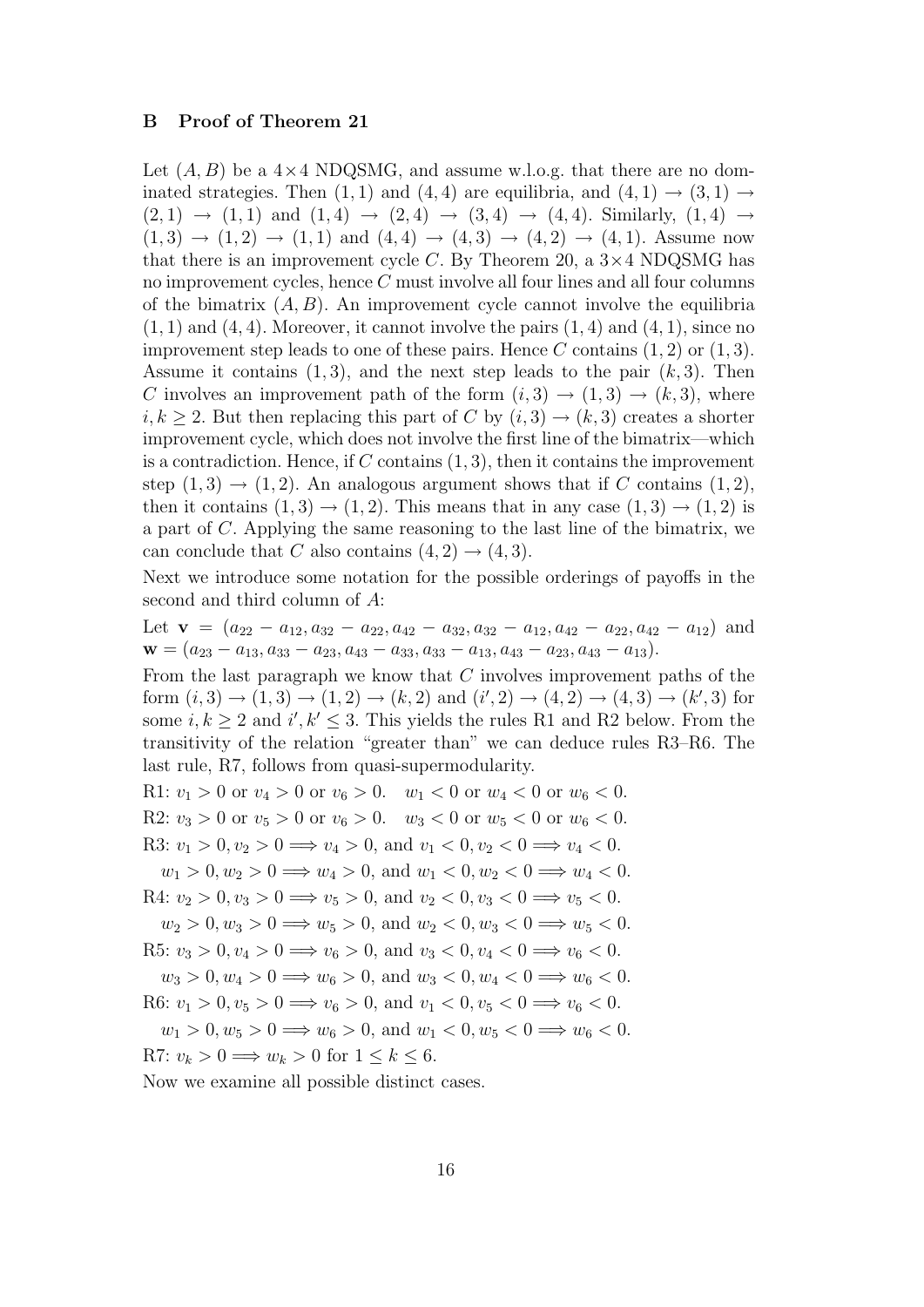## B Proof of Theorem 21

Let $(A, B)$ be a $4\times 4$ NDQSMG, and assume w.l.o.g. that there are no dominated strategies. Then $(1,1)$ and $(4,4)$ are equilibria, and $(4,1) \to (3,1) \to (2,1) \to (1,1)$ and $(1,4) \to (2,4) \to (3,4) \to (4,4)$. Similarly, $(1,4) \to (1,3) \to (1,2) \to (1,1)$ and $(4,4) \to (4,3) \to (4,2) \to (4,1)$. Assume now that there is an improvement cycle $C$. By Theorem 20, a $3\times 4$ NDQSMG has no improvement cycles, hence $C$ must involve all four lines and all four columns of the bimatrix $(A, B)$. An improvement cycle cannot involve the equilibria $(1,1)$ and $(4,4)$. Moreover, it cannot involve the pairs $(1,4)$ and $(4,1)$, since no improvement step leads to one of these pairs. Hence $C$ contains $(1,2)$ or $(1,3)$. Assume it contains $(1,3)$, and the next step leads to the pair $(k,3)$. Then $C$ involves an improvement path of the form $(i,3) \to (1,3) \to (k,3)$, where $i, k \geq 2$. But then replacing this part of $C$ by $(i,3) \to (k,3)$ creates a shorter improvement cycle, which does not involve the first line of the bimatrix—which is a contradiction. Hence, if $C$ contains $(1,3)$, then it contains the improvement step $(1,3) \to (1,2)$. An analogous argument shows that if $C$ contains $(1,2)$, then it contains $(1,3) \to (1,2)$. This means that in any case $(1,3) \to (1,2)$ is a part of $C$. Applying the same reasoning to the last line of the bimatrix, we can conclude that $C$ also contains $(4,2) \to (4,3)$.

Next we introduce some notation for the possible orderings of payoffs in the second and third column of $A$:

Let $\mathbf{v} = (a_{22} - a_{12}, a_{32} - a_{22}, a_{42} - a_{32}, a_{32} - a_{12}, a_{42} - a_{22}, a_{42} - a_{12})$ and $\mathbf{w} = (a_{23} - a_{13}, a_{33} - a_{23}, a_{43} - a_{33}, a_{33} - a_{13}, a_{43} - a_{23}, a_{43} - a_{13})$.

From the last paragraph we know that $C$ involves improvement paths of the form $(i,3) \to (1,3) \to (1,2) \to (k,2)$ and $(i',2) \to (4,2) \to (4,3) \to (k',3)$ for some $i, k \geq 2$ and $i', k' \leq 3$. This yields the rules R1 and R2 below. From the transitivity of the relation "greater than" we can deduce rules R3–R6. The last rule, R7, follows from quasi-supermodularity.

R1: $v_1 > 0$ or $v_4 > 0$ or $v_6 > 0$. $\quad w_1 < 0$ or $w_4 < 0$ or $w_6 < 0$.

R2: $v_3 > 0$ or $v_5 > 0$ or $v_6 > 0$. $\quad w_3 < 0$ or $w_5 < 0$ or $w_6 < 0$.

R3: $v_1 > 0, v_2 > 0 \Longrightarrow v_4 > 0$, and $v_1 < 0, v_2 < 0 \Longrightarrow v_4 < 0$.

$\quad w_1 > 0, w_2 > 0 \Longrightarrow w_4 > 0$, and $w_1 < 0, w_2 < 0 \Longrightarrow w_4 < 0$.

R4: $v_2 > 0, v_3 > 0 \Longrightarrow v_5 > 0$, and $v_2 < 0, v_3 < 0 \Longrightarrow v_5 < 0$.

$\quad w_2 > 0, w_3 > 0 \Longrightarrow w_5 > 0$, and $w_2 < 0, w_3 < 0 \Longrightarrow w_5 < 0$.

R5: $v_3 > 0, v_4 > 0 \Longrightarrow v_6 > 0$, and $v_3 < 0, v_4 < 0 \Longrightarrow v_6 < 0$.

$\quad w_3 > 0, w_4 > 0 \Longrightarrow w_6 > 0$, and $w_3 < 0, w_4 < 0 \Longrightarrow w_6 < 0$.

R6: $v_1 > 0, v_5 > 0 \Longrightarrow v_6 > 0$, and $v_1 < 0, v_5 < 0 \Longrightarrow v_6 < 0$.

$\quad w_1 > 0, w_5 > 0 \Longrightarrow w_6 > 0$, and $w_1 < 0, w_5 < 0 \Longrightarrow w_6 < 0$.

R7: $v_k > 0 \Longrightarrow w_k > 0$ for $1 \leq k \leq 6$.

Now we examine all possible distinct cases.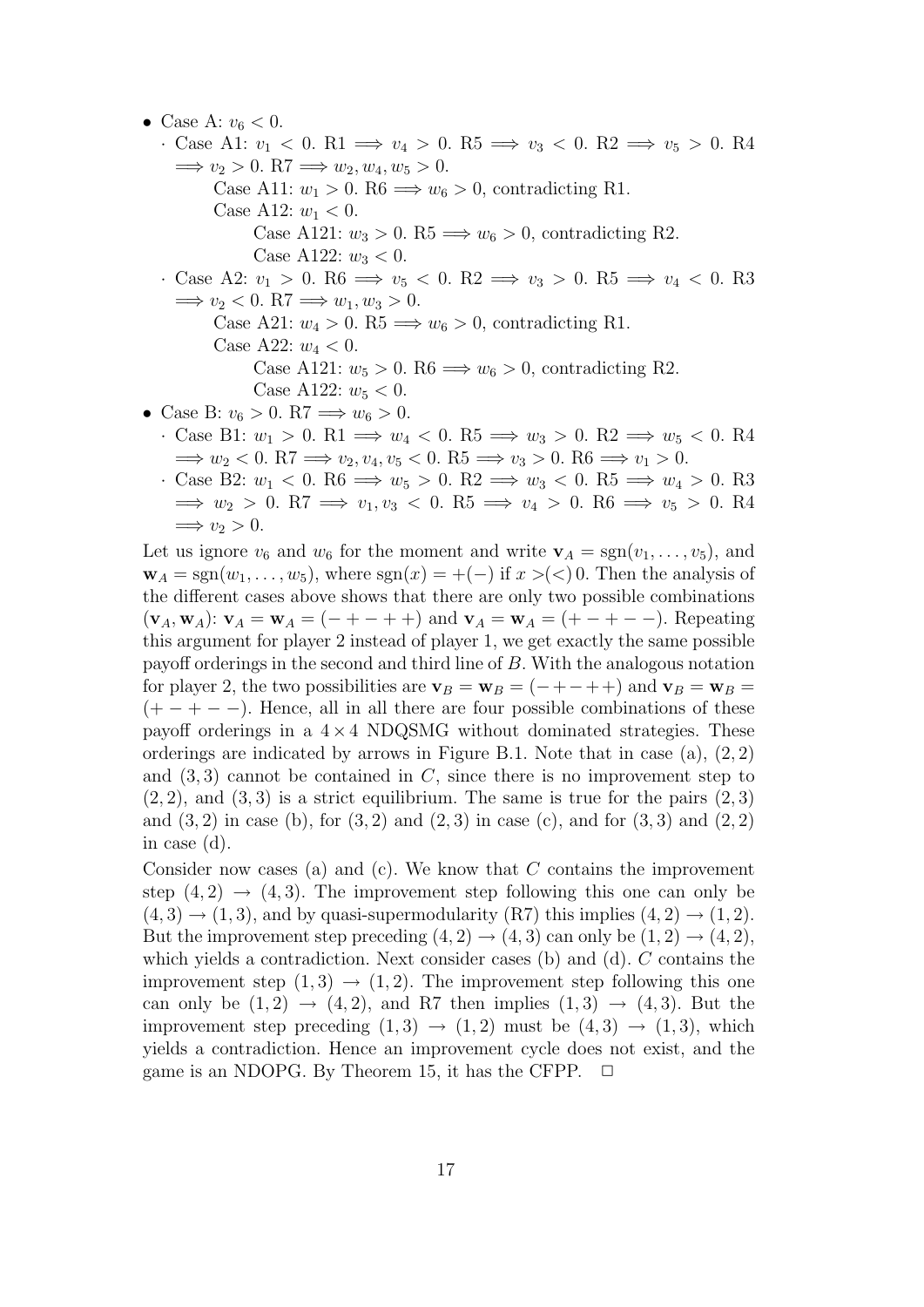- Case A: $v_6 < 0$.
  - Case A1: $v_1 < 0$. R1 $\Longrightarrow v_4 > 0$. R5 $\Longrightarrow v_3 < 0$. R2 $\Longrightarrow v_5 > 0$. R4 $\Longrightarrow v_2 > 0$. R7 $\Longrightarrow w_2, w_4, w_5 > 0$.
    - Case A11: $w_1 > 0$. R6 $\Longrightarrow w_6 > 0$, contradicting R1.
    - Case A12: $w_1 < 0$.
      - Case A121: $w_3 > 0$. R5 $\Longrightarrow w_6 > 0$, contradicting R2.
      - Case A122: $w_3 < 0$.
  - Case A2: $v_1 > 0$. R6 $\Longrightarrow v_5 < 0$. R2 $\Longrightarrow v_3 > 0$. R5 $\Longrightarrow v_4 < 0$. R3 $\Longrightarrow v_2 < 0$. R7 $\Longrightarrow w_1, w_3 > 0$.
    - Case A21: $w_4 > 0$. R5 $\Longrightarrow w_6 > 0$, contradicting R1.
    - Case A22: $w_4 < 0$.
      - Case A121: $w_5 > 0$. R6 $\Longrightarrow w_6 > 0$, contradicting R2.
      - Case A122: $w_5 < 0$.
- Case B: $v_6 > 0$. R7 $\Longrightarrow w_6 > 0$.
  - Case B1: $w_1 > 0$. R1 $\Longrightarrow w_4 < 0$. R5 $\Longrightarrow w_3 > 0$. R2 $\Longrightarrow w_5 < 0$. R4 $\Longrightarrow w_2 < 0$. R7 $\Longrightarrow v_2, v_4, v_5 < 0$. R5 $\Longrightarrow v_3 > 0$. R6 $\Longrightarrow v_1 > 0$.
  - Case B2: $w_1 < 0$. R6 $\Longrightarrow w_5 > 0$. R2 $\Longrightarrow w_3 < 0$. R5 $\Longrightarrow w_4 > 0$. R3 $\Longrightarrow w_2 > 0$. R7 $\Longrightarrow v_1, v_3 < 0$. R5 $\Longrightarrow v_4 > 0$. R6 $\Longrightarrow v_5 > 0$. R4 $\Longrightarrow v_2 > 0$.

Let us ignore $v_6$ and $w_6$ for the moment and write $\mathbf{v}_A = \text{sgn}(v_1, \ldots, v_5)$, and $\mathbf{w}_A = \text{sgn}(w_1, \ldots, w_5)$, where $\text{sgn}(x) = +(-)$ if $x >(<) \, 0$. Then the analysis of the different cases above shows that there are only two possible combinations $(\mathbf{v}_A, \mathbf{w}_A)$: $\mathbf{v}_A = \mathbf{w}_A = (-+-++)$ and $\mathbf{v}_A = \mathbf{w}_A = (+-+--)$. Repeating this argument for player 2 instead of player 1, we get exactly the same possible payoff orderings in the second and third line of $B$. With the analogous notation for player 2, the two possibilities are $\mathbf{v}_B = \mathbf{w}_B = (-+-++)$ and $\mathbf{v}_B = \mathbf{w}_B = (+-+--)$. Hence, all in all there are four possible combinations of these payoff orderings in a $4 \times 4$ NDQSMG without dominated strategies. These orderings are indicated by arrows in Figure B.1. Note that in case (a), $(2,2)$ and $(3,3)$ cannot be contained in $C$, since there is no improvement step to $(2,2)$, and $(3,3)$ is a strict equilibrium. The same is true for the pairs $(2,3)$ and $(3,2)$ in case (b), for $(3,2)$ and $(2,3)$ in case (c), and for $(3,3)$ and $(2,2)$ in case (d).

Consider now cases (a) and (c). We know that $C$ contains the improvement step $(4,2) \to (4,3)$. The improvement step following this one can only be $(4,3) \to (1,3)$, and by quasi-supermodularity (R7) this implies $(4,2) \to (1,2)$. But the improvement step preceding $(4,2) \to (4,3)$ can only be $(1,2) \to (4,2)$, which yields a contradiction. Next consider cases (b) and (d). $C$ contains the improvement step $(1,3) \to (1,2)$. The improvement step following this one can only be $(1,2) \to (4,2)$, and R7 then implies $(1,3) \to (4,3)$. But the improvement step preceding $(1,3) \to (1,2)$ must be $(4,3) \to (1,3)$, which yields a contradiction. Hence an improvement cycle does not exist, and the game is an NDOPG. By Theorem 15, it has the CFPP. $\square$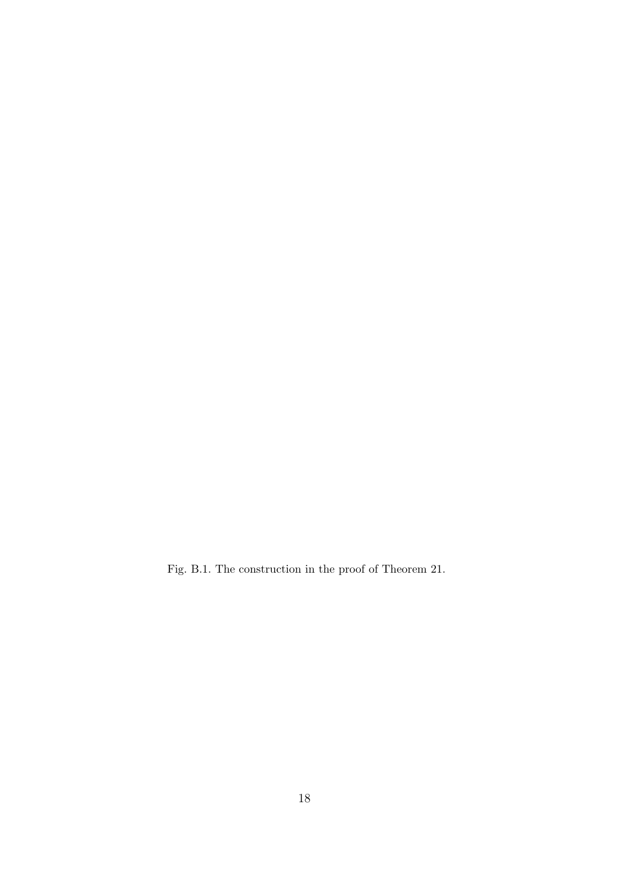Fig. B.1. The construction in the proof of Theorem 21.